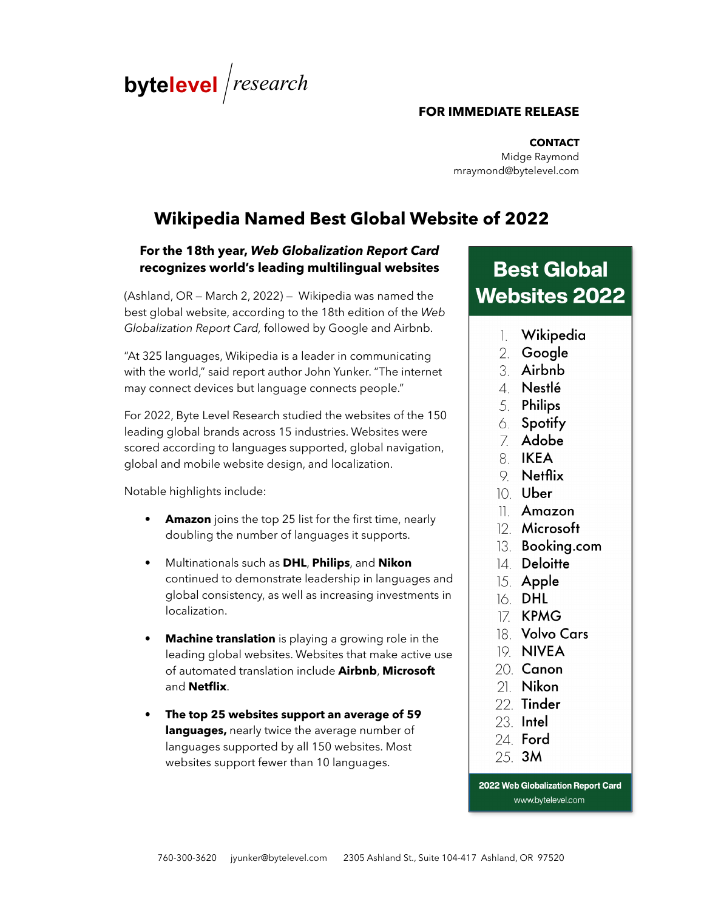bytelevel / research

**FOR IMMEDIATE RELEASE**

**CONTACT**
Midge Raymond
mraymond@bytelevel.com

# Wikipedia Named Best Global Website of 2022

**For the 18th year, *Web Globalization Report Card* recognizes world's leading multilingual websites**

(Ashland, OR – March 2, 2022) – Wikipedia was named the best global website, according to the 18th edition of the *Web Globalization Report Card,* followed by Google and Airbnb.

"At 325 languages, Wikipedia is a leader in communicating with the world," said report author John Yunker. "The internet may connect devices but language connects people."

For 2022, Byte Level Research studied the websites of the 150 leading global brands across 15 industries. Websites were scored according to languages supported, global navigation, global and mobile website design, and localization.

Notable highlights include:

- **Amazon** joins the top 25 list for the first time, nearly doubling the number of languages it supports.
- Multinationals such as **DHL**, **Philips**, and **Nikon** continued to demonstrate leadership in languages and global consistency, as well as increasing investments in localization.
- **Machine translation** is playing a growing role in the leading global websites. Websites that make active use of automated translation include **Airbnb**, **Microsoft** and **Netflix**.
- **The top 25 websites support an average of 59 languages,** nearly twice the average number of languages supported by all 150 websites. Most websites support fewer than 10 languages.

## Best Global Websites 2022

1. Wikipedia
2. Google
3. Airbnb
4. Nestlé
5. Philips
6. Spotify
7. Adobe
8. IKEA
9. Netflix
10. Uber
11. Amazon
12. Microsoft
13. Booking.com
14. Deloitte
15. Apple
16. DHL
17. KPMG
18. Volvo Cars
19. NIVEA
20. Canon
21. Nikon
22. Tinder
23. Intel
24. Ford
25. 3M

**2022 Web Globalization Report Card**
www.bytelevel.com

760-300-3620 jyunker@bytelevel.com 2305 Ashland St., Suite 104-417 Ashland, OR 97520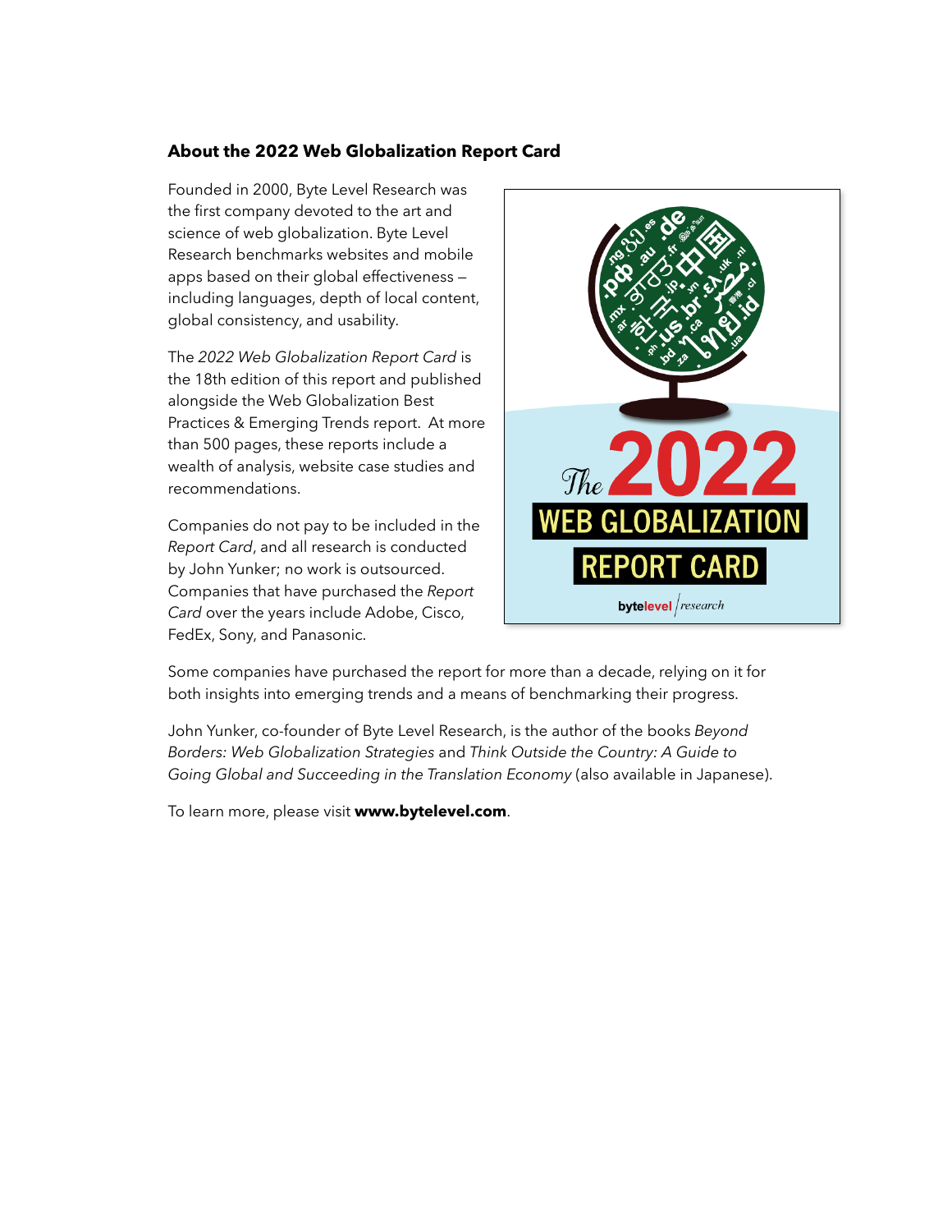## About the 2022 Web Globalization Report Card

Founded in 2000, Byte Level Research was the first company devoted to the art and science of web globalization. Byte Level Research benchmarks websites and mobile apps based on their global effectiveness — including languages, depth of local content, global consistency, and usability.

The *2022 Web Globalization Report Card* is the 18th edition of this report and published alongside the Web Globalization Best Practices & Emerging Trends report. At more than 500 pages, these reports include a wealth of analysis, website case studies and recommendations.

Companies do not pay to be included in the *Report Card*, and all research is conducted by John Yunker; no work is outsourced. Companies that have purchased the *Report Card* over the years include Adobe, Cisco, FedEx, Sony, and Panasonic.

Some companies have purchased the report for more than a decade, relying on it for both insights into emerging trends and a means of benchmarking their progress.

John Yunker, co-founder of Byte Level Research, is the author of the books *Beyond Borders: Web Globalization Strategies* and *Think Outside the Country: A Guide to Going Global and Succeeding in the Translation Economy* (also available in Japanese).

To learn more, please visit **www.bytelevel.com**.